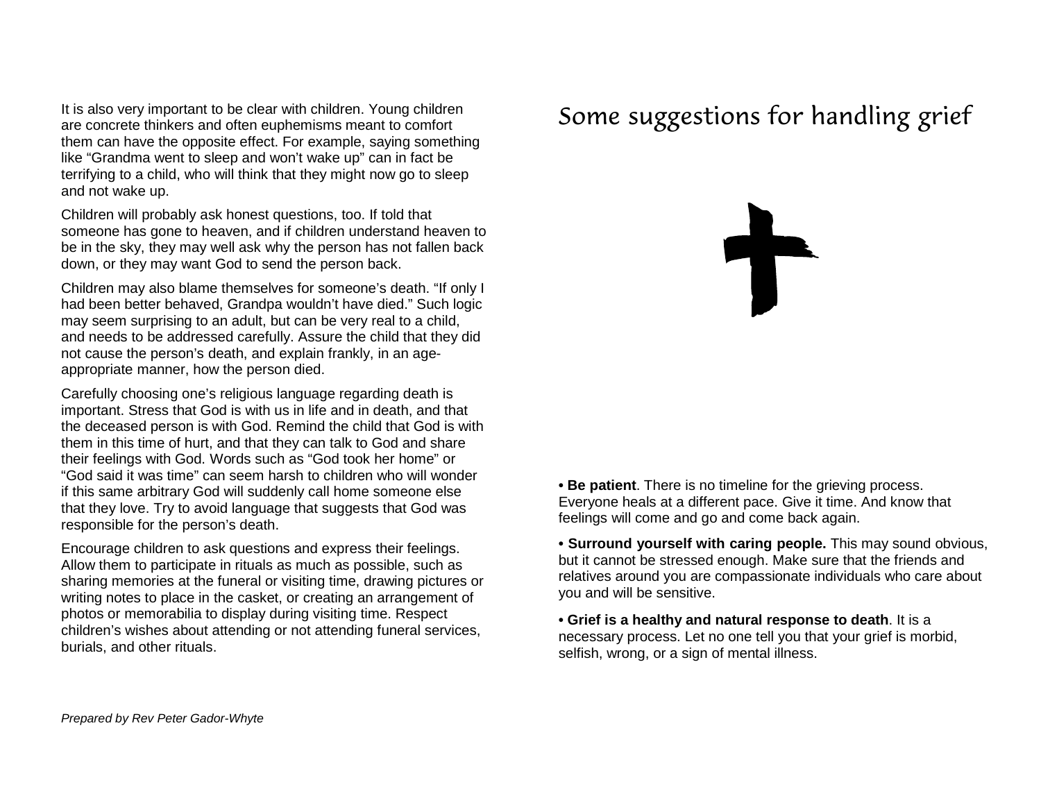It is also very important to be clear with children. Young children are concrete thinkers and often euphemisms meant to comfort them can have the opposite effect. For example, saying something like “Grandma went to sleep and won’t wake up” can in fact be terrifying to a child, who will think that they might now go to sleep and not wake up.

Children will probably ask honest questions, too. If told that someone has gone to heaven, and if children understand heaven to be in the sky, they may well ask why the person has not fallen back down, or they may want God to send the person back.

Children may also blame themselves for someone’s death. “If only I had been better behaved, Grandpa wouldn’t have died.” Such logic may seem surprising to an adult, but can be very real to a child, and needs to be addressed carefully. Assure the child that they did not cause the person’s death, and explain frankly, in an age-appropriate manner, how the person died.

Carefully choosing one’s religious language regarding death is important. Stress that God is with us in life and in death, and that the deceased person is with God. Remind the child that God is with them in this time of hurt, and that they can talk to God and share their feelings with God. Words such as “God took her home” or “God said it was time” can seem harsh to children who will wonder if this same arbitrary God will suddenly call home someone else that they love. Try to avoid language that suggests that God was responsible for the person’s death.

Encourage children to ask questions and express their feelings. Allow them to participate in rituals as much as possible, such as sharing memories at the funeral or visiting time, drawing pictures or writing notes to place in the casket, or creating an arrangement of photos or memorabilia to display during visiting time. Respect children’s wishes about attending or not attending funeral services, burials, and other rituals.

*Prepared by Rev Peter Gador-Whyte*

# Some suggestions for handling grief

• **Be patient**. There is no timeline for the grieving process. Everyone heals at a different pace. Give it time. And know that feelings will come and go and come back again.

• **Surround yourself with caring people.** This may sound obvious, but it cannot be stressed enough. Make sure that the friends and relatives around you are compassionate individuals who care about you and will be sensitive.

• **Grief is a healthy and natural response to death**. It is a necessary process. Let no one tell you that your grief is morbid, selfish, wrong, or a sign of mental illness.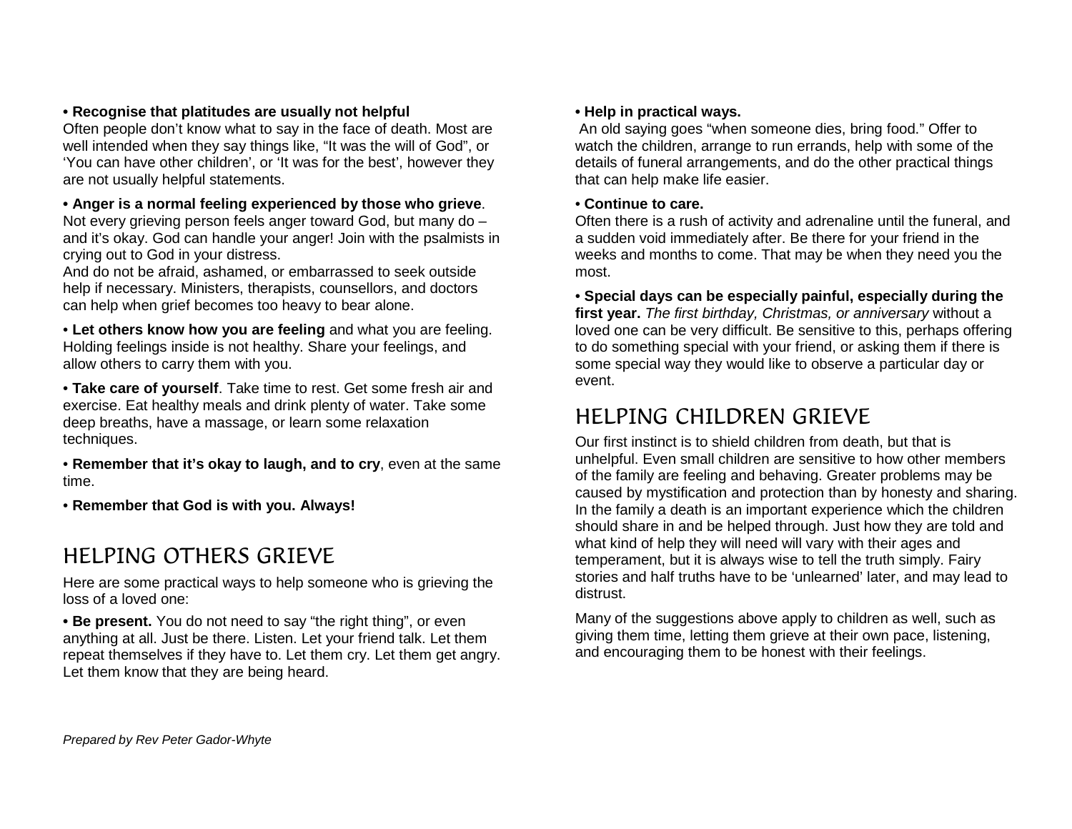**• Recognise that platitudes are usually not helpful**
Often people don't know what to say in the face of death. Most are well intended when they say things like, "It was the will of God", or 'You can have other children', or 'It was for the best', however they are not usually helpful statements.

**• Anger is a normal feeling experienced by those who grieve**. Not every grieving person feels anger toward God, but many do – and it's okay. God can handle your anger! Join with the psalmists in crying out to God in your distress.
And do not be afraid, ashamed, or embarrassed to seek outside help if necessary. Ministers, therapists, counsellors, and doctors can help when grief becomes too heavy to bear alone.

• **Let others know how you are feeling** and what you are feeling. Holding feelings inside is not healthy. Share your feelings, and allow others to carry them with you.

• **Take care of yourself**. Take time to rest. Get some fresh air and exercise. Eat healthy meals and drink plenty of water. Take some deep breaths, have a massage, or learn some relaxation techniques.

• **Remember that it's okay to laugh, and to cry**, even at the same time.

**• Remember that God is with you. Always!**

## HELPING OTHERS GRIEVE

Here are some practical ways to help someone who is grieving the loss of a loved one:

**• Be present.** You do not need to say "the right thing", or even anything at all. Just be there. Listen. Let your friend talk. Let them repeat themselves if they have to. Let them cry. Let them get angry. Let them know that they are being heard.

**• Help in practical ways.**
An old saying goes "when someone dies, bring food." Offer to watch the children, arrange to run errands, help with some of the details of funeral arrangements, and do the other practical things that can help make life easier.

• **Continue to care.**
Often there is a rush of activity and adrenaline until the funeral, and a sudden void immediately after. Be there for your friend in the weeks and months to come. That may be when they need you the most.

• **Special days can be especially painful, especially during the first year.** *The first birthday, Christmas, or anniversary* without a loved one can be very difficult. Be sensitive to this, perhaps offering to do something special with your friend, or asking them if there is some special way they would like to observe a particular day or event.

## HELPING CHILDREN GRIEVE

Our first instinct is to shield children from death, but that is unhelpful. Even small children are sensitive to how other members of the family are feeling and behaving. Greater problems may be caused by mystification and protection than by honesty and sharing. In the family a death is an important experience which the children should share in and be helped through. Just how they are told and what kind of help they will need will vary with their ages and temperament, but it is always wise to tell the truth simply. Fairy stories and half truths have to be 'unlearned' later, and may lead to distrust.

Many of the suggestions above apply to children as well, such as giving them time, letting them grieve at their own pace, listening, and encouraging them to be honest with their feelings.

*Prepared by Rev Peter Gador-Whyte*